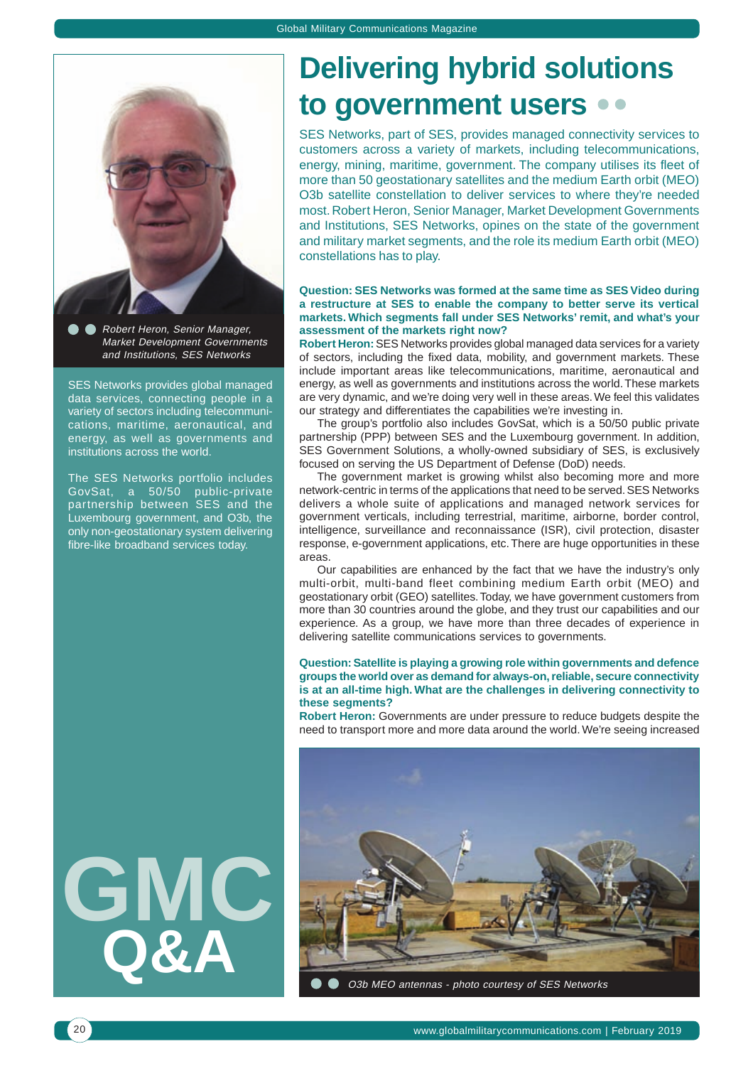# Delivering hybrid solutions to government users

SES Networks, part of SES, provides managed connectivity services to customers across a variety of markets, including telecommunications, energy, mining, maritime, government. The company utilises its fleet of more than 50 geostationary satellites and the medium Earth orbit (MEO) O3b satellite constellation to deliver services to where they're needed most. Robert Heron, Senior Manager, Market Development Governments and Institutions, SES Networks, opines on the state of the government and military market segments, and the role its medium Earth orbit (MEO) constellations has to play.

*Robert Heron, Senior Manager, Market Development Governments and Institutions, SES Networks*

SES Networks provides global managed data services, connecting people in a variety of sectors including telecommunications, maritime, aeronautical, and energy, as well as governments and institutions across the world.

The SES Networks portfolio includes GovSat, a 50/50 public-private partnership between SES and the Luxembourg government, and O3b, the only non-geostationary system delivering fibre-like broadband services today.

GMC Q&A

**Question: SES Networks was formed at the same time as SES Video during a restructure at SES to enable the company to better serve its vertical markets. Which segments fall under SES Networks' remit, and what's your assessment of the markets right now?**

**Robert Heron:** SES Networks provides global managed data services for a variety of sectors, including the fixed data, mobility, and government markets. These include important areas like telecommunications, maritime, aeronautical and energy, as well as governments and institutions across the world. These markets are very dynamic, and we're doing very well in these areas. We feel this validates our strategy and differentiates the capabilities we're investing in.

The group's portfolio also includes GovSat, which is a 50/50 public private partnership (PPP) between SES and the Luxembourg government. In addition, SES Government Solutions, a wholly-owned subsidiary of SES, is exclusively focused on serving the US Department of Defense (DoD) needs.

The government market is growing whilst also becoming more and more network-centric in terms of the applications that need to be served. SES Networks delivers a whole suite of applications and managed network services for government verticals, including terrestrial, maritime, airborne, border control, intelligence, surveillance and reconnaissance (ISR), civil protection, disaster response, e-government applications, etc. There are huge opportunities in these areas.

Our capabilities are enhanced by the fact that we have the industry's only multi-orbit, multi-band fleet combining medium Earth orbit (MEO) and geostationary orbit (GEO) satellites. Today, we have government customers from more than 30 countries around the globe, and they trust our capabilities and our experience. As a group, we have more than three decades of experience in delivering satellite communications services to governments.

**Question: Satellite is playing a growing role within governments and defence groups the world over as demand for always-on, reliable, secure connectivity is at an all-time high. What are the challenges in delivering connectivity to these segments?**

**Robert Heron:** Governments are under pressure to reduce budgets despite the need to transport more and more data around the world. We're seeing increased

*O3b MEO antennas - photo courtesy of SES Networks*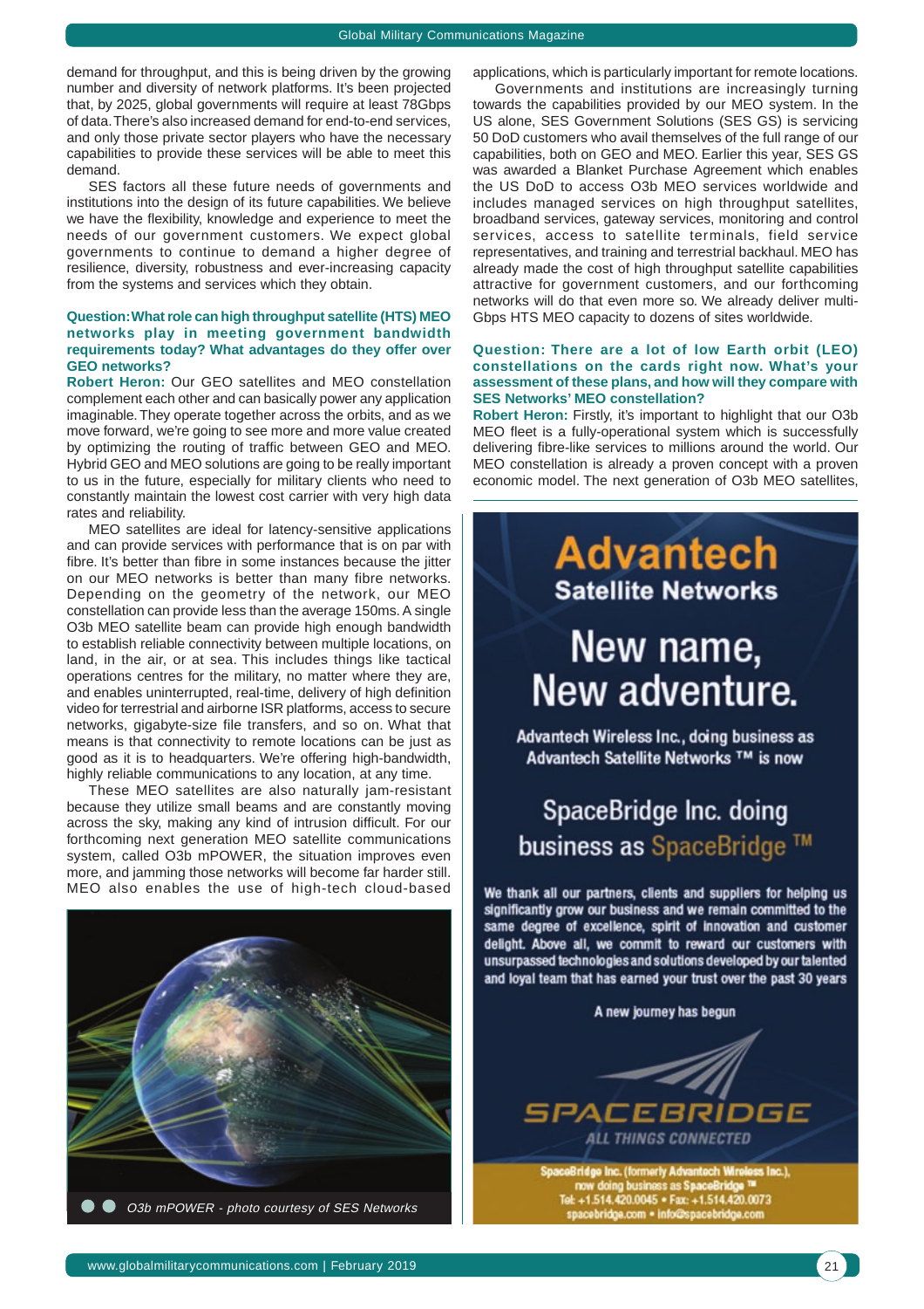demand for throughput, and this is being driven by the growing number and diversity of network platforms. It's been projected that, by 2025, global governments will require at least 78Gbps of data. There's also increased demand for end-to-end services, and only those private sector players who have the necessary capabilities to provide these services will be able to meet this demand.

SES factors all these future needs of governments and institutions into the design of its future capabilities. We believe we have the flexibility, knowledge and experience to meet the needs of our government customers. We expect global governments to continue to demand a higher degree of resilience, diversity, robustness and ever-increasing capacity from the systems and services which they obtain.

**Question: What role can high throughput satellite (HTS) MEO networks play in meeting government bandwidth requirements today? What advantages do they offer over GEO networks?**

**Robert Heron:** Our GEO satellites and MEO constellation complement each other and can basically power any application imaginable. They operate together across the orbits, and as we move forward, we're going to see more and more value created by optimizing the routing of traffic between GEO and MEO. Hybrid GEO and MEO solutions are going to be really important to us in the future, especially for military clients who need to constantly maintain the lowest cost carrier with very high data rates and reliability.

MEO satellites are ideal for latency-sensitive applications and can provide services with performance that is on par with fibre. It's better than fibre in some instances because the jitter on our MEO networks is better than many fibre networks. Depending on the geometry of the network, our MEO constellation can provide less than the average 150ms. A single O3b MEO satellite beam can provide high enough bandwidth to establish reliable connectivity between multiple locations, on land, in the air, or at sea. This includes things like tactical operations centres for the military, no matter where they are, and enables uninterrupted, real-time, delivery of high definition video for terrestrial and airborne ISR platforms, access to secure networks, gigabyte-size file transfers, and so on. What that means is that connectivity to remote locations can be just as good as it is to headquarters. We're offering high-bandwidth, highly reliable communications to any location, at any time.

These MEO satellites are also naturally jam-resistant because they utilize small beams and are constantly moving across the sky, making any kind of intrusion difficult. For our forthcoming next generation MEO satellite communications system, called O3b mPOWER, the situation improves even more, and jamming those networks will become far harder still. MEO also enables the use of high-tech cloud-based applications, which is particularly important for remote locations.

O3b mPOWER - photo courtesy of SES Networks

Governments and institutions are increasingly turning towards the capabilities provided by our MEO system. In the US alone, SES Government Solutions (SES GS) is servicing 50 DoD customers who avail themselves of the full range of our capabilities, both on GEO and MEO. Earlier this year, SES GS was awarded a Blanket Purchase Agreement which enables the US DoD to access O3b MEO services worldwide and includes managed services on high throughput satellites, broadband services, gateway services, monitoring and control services, access to satellite terminals, field service representatives, and training and terrestrial backhaul. MEO has already made the cost of high throughput satellite capabilities attractive for government customers, and our forthcoming networks will do that even more so. We already deliver multi-Gbps HTS MEO capacity to dozens of sites worldwide.

**Question: There are a lot of low Earth orbit (LEO) constellations on the cards right now. What's your assessment of these plans, and how will they compare with SES Networks' MEO constellation?**

**Robert Heron:** Firstly, it's important to highlight that our O3b MEO fleet is a fully-operational system which is successfully delivering fibre-like services to millions around the world. Our MEO constellation is already a proven concept with a proven economic model. The next generation of O3b MEO satellites,

**Advantech Satellite Networks**

**New name, New adventure.**

Advantech Wireless Inc., doing business as Advantech Satellite Networks ™ is now

SpaceBridge Inc. doing business as SpaceBridge ™

We thank all our partners, clients and suppliers for helping us significantly grow our business and we remain committed to the same degree of excellence, spirit of innovation and customer delight. Above all, we commit to reward our customers with unsurpassed technologies and solutions developed by our talented and loyal team that has earned your trust over the past 30 years

A new journey has begun

SPACEBRIDGE
ALL THINGS CONNECTED

SpaceBridge Inc. (formerly Advantech Wireless Inc.), now doing business as SpaceBridge ™
Tel: +1.514.420.0045 • Fax: +1.514.420.0073
spacebridge.com • info@spacebridge.com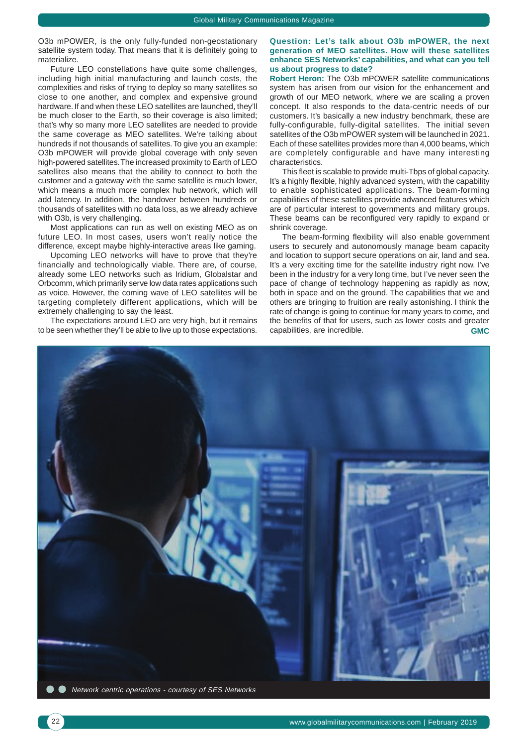O3b mPOWER, is the only fully-funded non-geostationary satellite system today. That means that it is definitely going to materialize.

Future LEO constellations have quite some challenges, including high initial manufacturing and launch costs, the complexities and risks of trying to deploy so many satellites so close to one another, and complex and expensive ground hardware. If and when these LEO satellites are launched, they'll be much closer to the Earth, so their coverage is also limited; that's why so many more LEO satellites are needed to provide the same coverage as MEO satellites. We're talking about hundreds if not thousands of satellites. To give you an example: O3b mPOWER will provide global coverage with only seven high-powered satellites. The increased proximity to Earth of LEO satellites also means that the ability to connect to both the customer and a gateway with the same satellite is much lower, which means a much more complex hub network, which will add latency. In addition, the handover between hundreds or thousands of satellites with no data loss, as we already achieve with O3b, is very challenging.

Most applications can run as well on existing MEO as on future LEO. In most cases, users won't really notice the difference, except maybe highly-interactive areas like gaming.

Upcoming LEO networks will have to prove that they're financially and technologically viable. There are, of course, already some LEO networks such as Iridium, Globalstar and Orbcomm, which primarily serve low data rates applications such as voice. However, the coming wave of LEO satellites will be targeting completely different applications, which will be extremely challenging to say the least.

The expectations around LEO are very high, but it remains to be seen whether they'll be able to live up to those expectations.

**Question: Let's talk about O3b mPOWER, the next generation of MEO satellites. How will these satellites enhance SES Networks' capabilities, and what can you tell us about progress to date?**

**Robert Heron:** The O3b mPOWER satellite communications system has arisen from our vision for the enhancement and growth of our MEO network, where we are scaling a proven concept. It also responds to the data-centric needs of our customers. It's basically a new industry benchmark, these are fully-configurable, fully-digital satellites. The initial seven satellites of the O3b mPOWER system will be launched in 2021. Each of these satellites provides more than 4,000 beams, which are completely configurable and have many interesting characteristics.

This fleet is scalable to provide multi-Tbps of global capacity. It's a highly flexible, highly advanced system, with the capability to enable sophisticated applications. The beam-forming capabilities of these satellites provide advanced features which are of particular interest to governments and military groups. These beams can be reconfigured very rapidly to expand or shrink coverage.

The beam-forming flexibility will also enable government users to securely and autonomously manage beam capacity and location to support secure operations on air, land and sea. It's a very exciting time for the satellite industry right now. I've been in the industry for a very long time, but I've never seen the pace of change of technology happening as rapidly as now, both in space and on the ground. The capabilities that we and others are bringing to fruition are really astonishing. I think the rate of change is going to continue for many years to come, and the benefits of that for users, such as lower costs and greater capabilities, are incredible. **GMC**

*Network centric operations - courtesy of SES Networks*